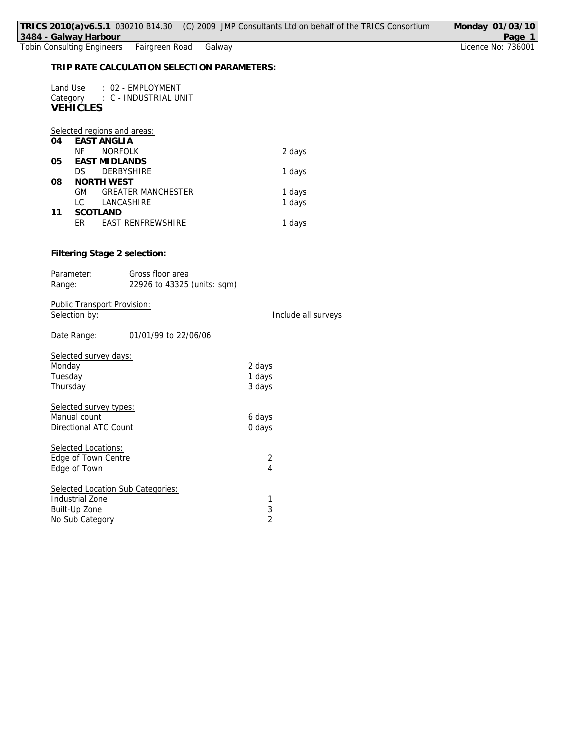**TRIP RATE CALCULATION SELECTION PARAMETERS:**

Land Use : 02 - EMPLOYMENT
Category : C - INDUSTRIAL UNIT
**VEHICLES**

Selected regions and areas:

| | | | |
|---|---|---|---|
| **04** | **EAST ANGLIA** | | |
| | NF | NORFOLK | 2 days |
| **05** | **EAST MIDLANDS** | | |
| | DS | DERBYSHIRE | 1 days |
| **08** | **NORTH WEST** | | |
| | GM | GREATER MANCHESTER | 1 days |
| | LC | LANCASHIRE | 1 days |
| **11** | **SCOTLAND** | | |
| | ER | EAST RENFREWSHIRE | 1 days |

**Filtering Stage 2 selection:**

Parameter: Gross floor area
Range: 22926 to 43325 (units: sqm)

Public Transport Provision:
Selection by: Include all surveys

Date Range: 01/01/99 to 22/06/06

Selected survey days:

| | |
|---|---|
| Monday | 2 days |
| Tuesday | 1 days |
| Thursday | 3 days |

Selected survey types:

| | |
|---|---|
| Manual count | 6 days |
| Directional ATC Count | 0 days |

Selected Locations:

| | |
|---|---|
| Edge of Town Centre | 2 |
| Edge of Town | 4 |

Selected Location Sub Categories:

| | |
|---|---|
| Industrial Zone | 1 |
| Built-Up Zone | 3 |
| No Sub Category | 2 |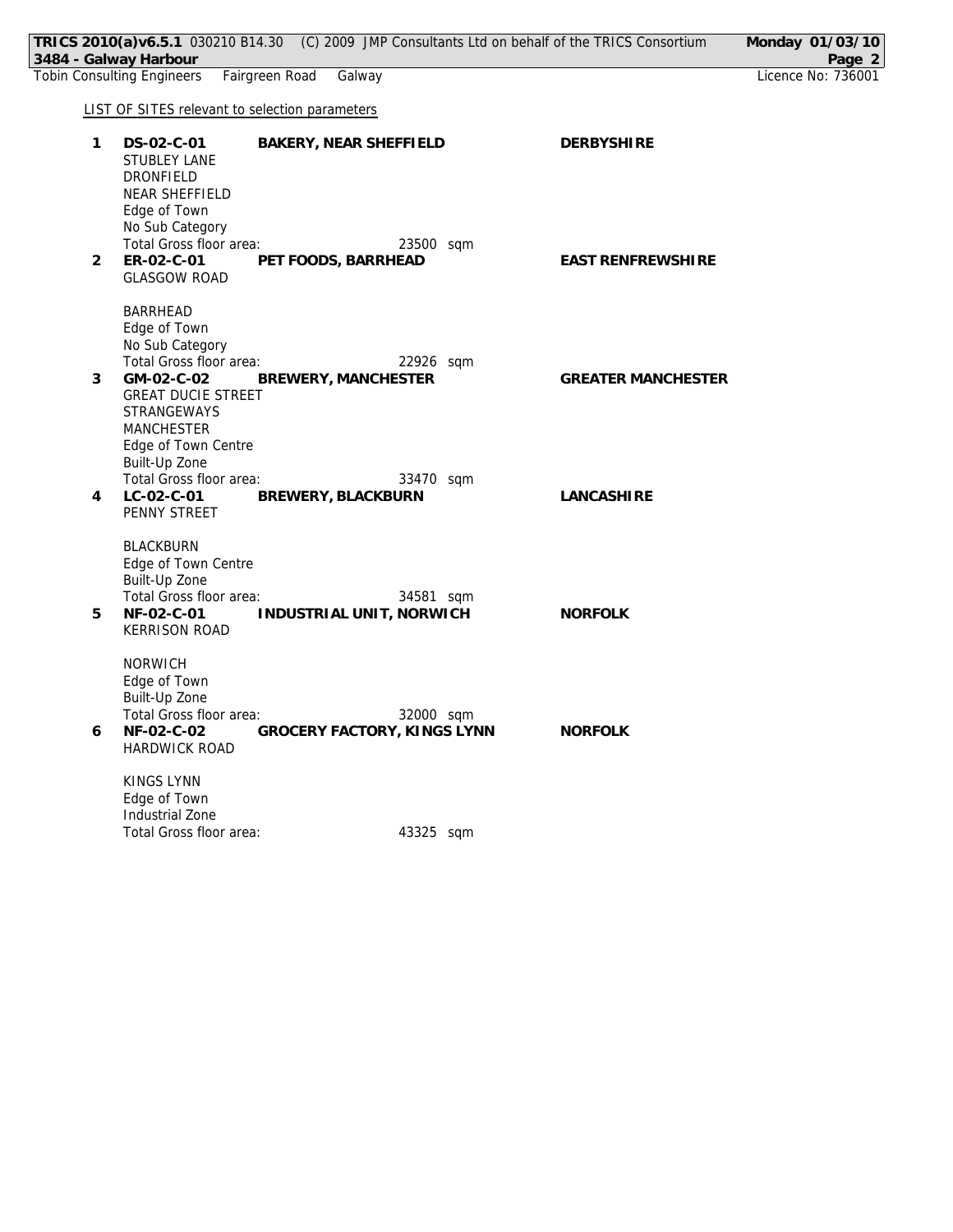LIST OF SITES relevant to selection parameters

1 **DS-02-C-01** **BAKERY, NEAR SHEFFIELD** **DERBYSHIRE**
STUBLEY LANE
DRONFIELD
NEAR SHEFFIELD
Edge of Town
No Sub Category
Total Gross floor area: 23500 sqm

2 **ER-02-C-01** **PET FOODS, BARRHEAD** **EAST RENFREWSHIRE**
GLASGOW ROAD

BARRHEAD
Edge of Town
No Sub Category
Total Gross floor area: 22926 sqm

3 **GM-02-C-02** **BREWERY, MANCHESTER** **GREATER MANCHESTER**
GREAT DUCIE STREET
STRANGEWAYS
MANCHESTER
Edge of Town Centre
Built-Up Zone
Total Gross floor area: 33470 sqm

4 **LC-02-C-01** **BREWERY, BLACKBURN** **LANCASHIRE**
PENNY STREET

BLACKBURN
Edge of Town Centre
Built-Up Zone
Total Gross floor area: 34581 sqm

5 **NF-02-C-01** **INDUSTRIAL UNIT, NORWICH** **NORFOLK**
KERRISON ROAD

NORWICH
Edge of Town
Built-Up Zone
Total Gross floor area: 32000 sqm

6 **NF-02-C-02** **GROCERY FACTORY, KINGS LYNN** **NORFOLK**
HARDWICK ROAD

KINGS LYNN
Edge of Town
Industrial Zone
Total Gross floor area: 43325 sqm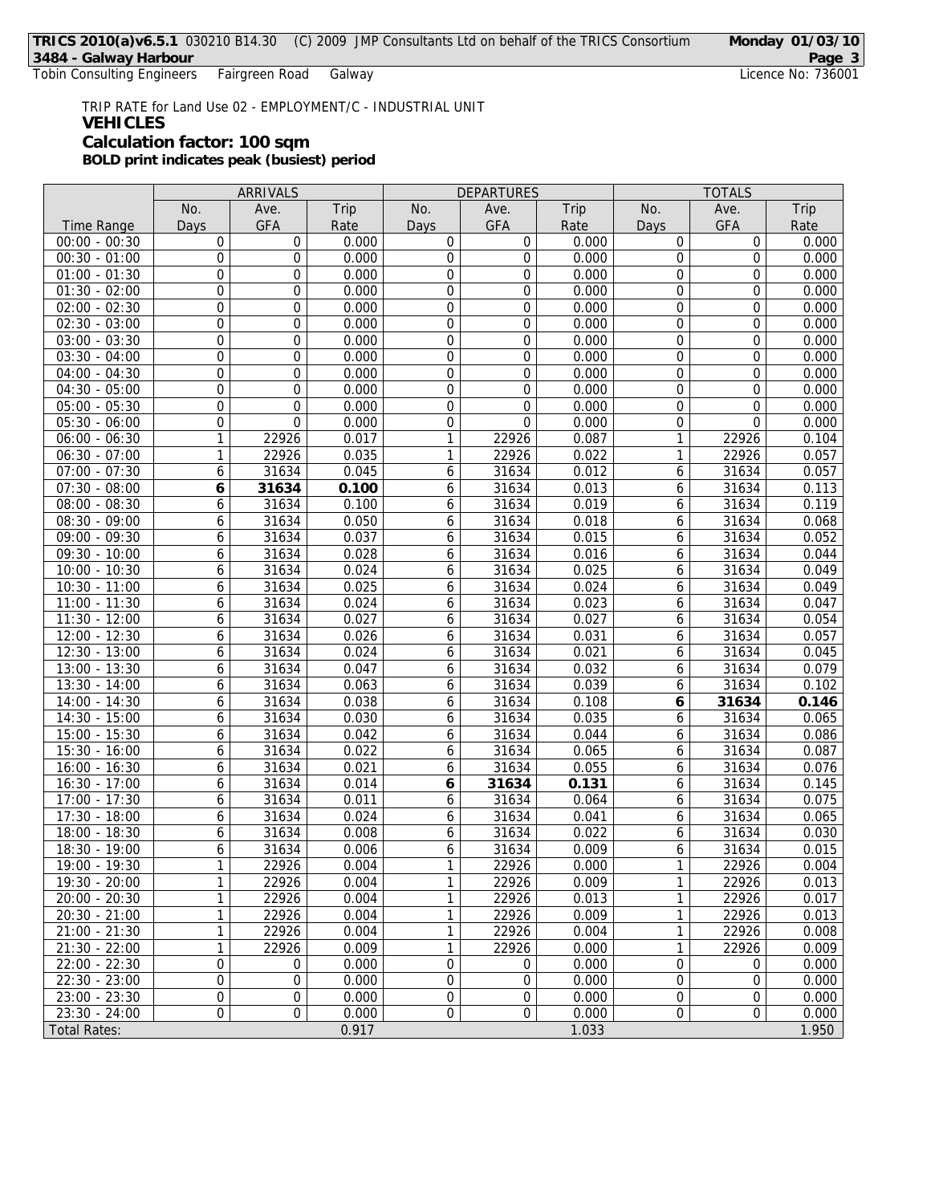TRIP RATE for Land Use 02 - EMPLOYMENT/C - INDUSTRIAL UNIT

**VEHICLES**

**Calculation factor: 100 sqm**

**BOLD print indicates peak (busiest) period**

| | ARRIVALS | | | DEPARTURES | | | TOTALS | | |
|---|---|---|---|---|---|---|---|---|---|
| Time Range | No. Days | Ave. GFA | Trip Rate | No. Days | Ave. GFA | Trip Rate | No. Days | Ave. GFA | Trip Rate |
| 00:00 - 00:30 | 0 | 0 | 0.000 | 0 | 0 | 0.000 | 0 | 0 | 0.000 |
| 00:30 - 01:00 | 0 | 0 | 0.000 | 0 | 0 | 0.000 | 0 | 0 | 0.000 |
| 01:00 - 01:30 | 0 | 0 | 0.000 | 0 | 0 | 0.000 | 0 | 0 | 0.000 |
| 01:30 - 02:00 | 0 | 0 | 0.000 | 0 | 0 | 0.000 | 0 | 0 | 0.000 |
| 02:00 - 02:30 | 0 | 0 | 0.000 | 0 | 0 | 0.000 | 0 | 0 | 0.000 |
| 02:30 - 03:00 | 0 | 0 | 0.000 | 0 | 0 | 0.000 | 0 | 0 | 0.000 |
| 03:00 - 03:30 | 0 | 0 | 0.000 | 0 | 0 | 0.000 | 0 | 0 | 0.000 |
| 03:30 - 04:00 | 0 | 0 | 0.000 | 0 | 0 | 0.000 | 0 | 0 | 0.000 |
| 04:00 - 04:30 | 0 | 0 | 0.000 | 0 | 0 | 0.000 | 0 | 0 | 0.000 |
| 04:30 - 05:00 | 0 | 0 | 0.000 | 0 | 0 | 0.000 | 0 | 0 | 0.000 |
| 05:00 - 05:30 | 0 | 0 | 0.000 | 0 | 0 | 0.000 | 0 | 0 | 0.000 |
| 05:30 - 06:00 | 0 | 0 | 0.000 | 0 | 0 | 0.000 | 0 | 0 | 0.000 |
| 06:00 - 06:30 | 1 | 22926 | 0.017 | 1 | 22926 | 0.087 | 1 | 22926 | 0.104 |
| 06:30 - 07:00 | 1 | 22926 | 0.035 | 1 | 22926 | 0.022 | 1 | 22926 | 0.057 |
| 07:00 - 07:30 | 6 | 31634 | 0.045 | 6 | 31634 | 0.012 | 6 | 31634 | 0.057 |
| 07:30 - 08:00 | **6** | **31634** | **0.100** | 6 | 31634 | 0.013 | 6 | 31634 | 0.113 |
| 08:00 - 08:30 | 6 | 31634 | 0.100 | 6 | 31634 | 0.019 | 6 | 31634 | 0.119 |
| 08:30 - 09:00 | 6 | 31634 | 0.050 | 6 | 31634 | 0.018 | 6 | 31634 | 0.068 |
| 09:00 - 09:30 | 6 | 31634 | 0.037 | 6 | 31634 | 0.015 | 6 | 31634 | 0.052 |
| 09:30 - 10:00 | 6 | 31634 | 0.028 | 6 | 31634 | 0.016 | 6 | 31634 | 0.044 |
| 10:00 - 10:30 | 6 | 31634 | 0.024 | 6 | 31634 | 0.025 | 6 | 31634 | 0.049 |
| 10:30 - 11:00 | 6 | 31634 | 0.025 | 6 | 31634 | 0.024 | 6 | 31634 | 0.049 |
| 11:00 - 11:30 | 6 | 31634 | 0.024 | 6 | 31634 | 0.023 | 6 | 31634 | 0.047 |
| 11:30 - 12:00 | 6 | 31634 | 0.027 | 6 | 31634 | 0.027 | 6 | 31634 | 0.054 |
| 12:00 - 12:30 | 6 | 31634 | 0.026 | 6 | 31634 | 0.031 | 6 | 31634 | 0.057 |
| 12:30 - 13:00 | 6 | 31634 | 0.024 | 6 | 31634 | 0.021 | 6 | 31634 | 0.045 |
| 13:00 - 13:30 | 6 | 31634 | 0.047 | 6 | 31634 | 0.032 | 6 | 31634 | 0.079 |
| 13:30 - 14:00 | 6 | 31634 | 0.063 | 6 | 31634 | 0.039 | 6 | 31634 | 0.102 |
| 14:00 - 14:30 | 6 | 31634 | 0.038 | 6 | 31634 | 0.108 | **6** | **31634** | **0.146** |
| 14:30 - 15:00 | 6 | 31634 | 0.030 | 6 | 31634 | 0.035 | 6 | 31634 | 0.065 |
| 15:00 - 15:30 | 6 | 31634 | 0.042 | 6 | 31634 | 0.044 | 6 | 31634 | 0.086 |
| 15:30 - 16:00 | 6 | 31634 | 0.022 | 6 | 31634 | 0.065 | 6 | 31634 | 0.087 |
| 16:00 - 16:30 | 6 | 31634 | 0.021 | 6 | 31634 | 0.055 | 6 | 31634 | 0.076 |
| 16:30 - 17:00 | 6 | 31634 | 0.014 | **6** | **31634** | **0.131** | 6 | 31634 | 0.145 |
| 17:00 - 17:30 | 6 | 31634 | 0.011 | 6 | 31634 | 0.064 | 6 | 31634 | 0.075 |
| 17:30 - 18:00 | 6 | 31634 | 0.024 | 6 | 31634 | 0.041 | 6 | 31634 | 0.065 |
| 18:00 - 18:30 | 6 | 31634 | 0.008 | 6 | 31634 | 0.022 | 6 | 31634 | 0.030 |
| 18:30 - 19:00 | 6 | 31634 | 0.006 | 6 | 31634 | 0.009 | 6 | 31634 | 0.015 |
| 19:00 - 19:30 | 1 | 22926 | 0.004 | 1 | 22926 | 0.000 | 1 | 22926 | 0.004 |
| 19:30 - 20:00 | 1 | 22926 | 0.004 | 1 | 22926 | 0.009 | 1 | 22926 | 0.013 |
| 20:00 - 20:30 | 1 | 22926 | 0.004 | 1 | 22926 | 0.013 | 1 | 22926 | 0.017 |
| 20:30 - 21:00 | 1 | 22926 | 0.004 | 1 | 22926 | 0.009 | 1 | 22926 | 0.013 |
| 21:00 - 21:30 | 1 | 22926 | 0.004 | 1 | 22926 | 0.004 | 1 | 22926 | 0.008 |
| 21:30 - 22:00 | 1 | 22926 | 0.009 | 1 | 22926 | 0.000 | 1 | 22926 | 0.009 |
| 22:00 - 22:30 | 0 | 0 | 0.000 | 0 | 0 | 0.000 | 0 | 0 | 0.000 |
| 22:30 - 23:00 | 0 | 0 | 0.000 | 0 | 0 | 0.000 | 0 | 0 | 0.000 |
| 23:00 - 23:30 | 0 | 0 | 0.000 | 0 | 0 | 0.000 | 0 | 0 | 0.000 |
| 23:30 - 24:00 | 0 | 0 | 0.000 | 0 | 0 | 0.000 | 0 | 0 | 0.000 |
| Total Rates: | | | 0.917 | | | 1.033 | | | 1.950 |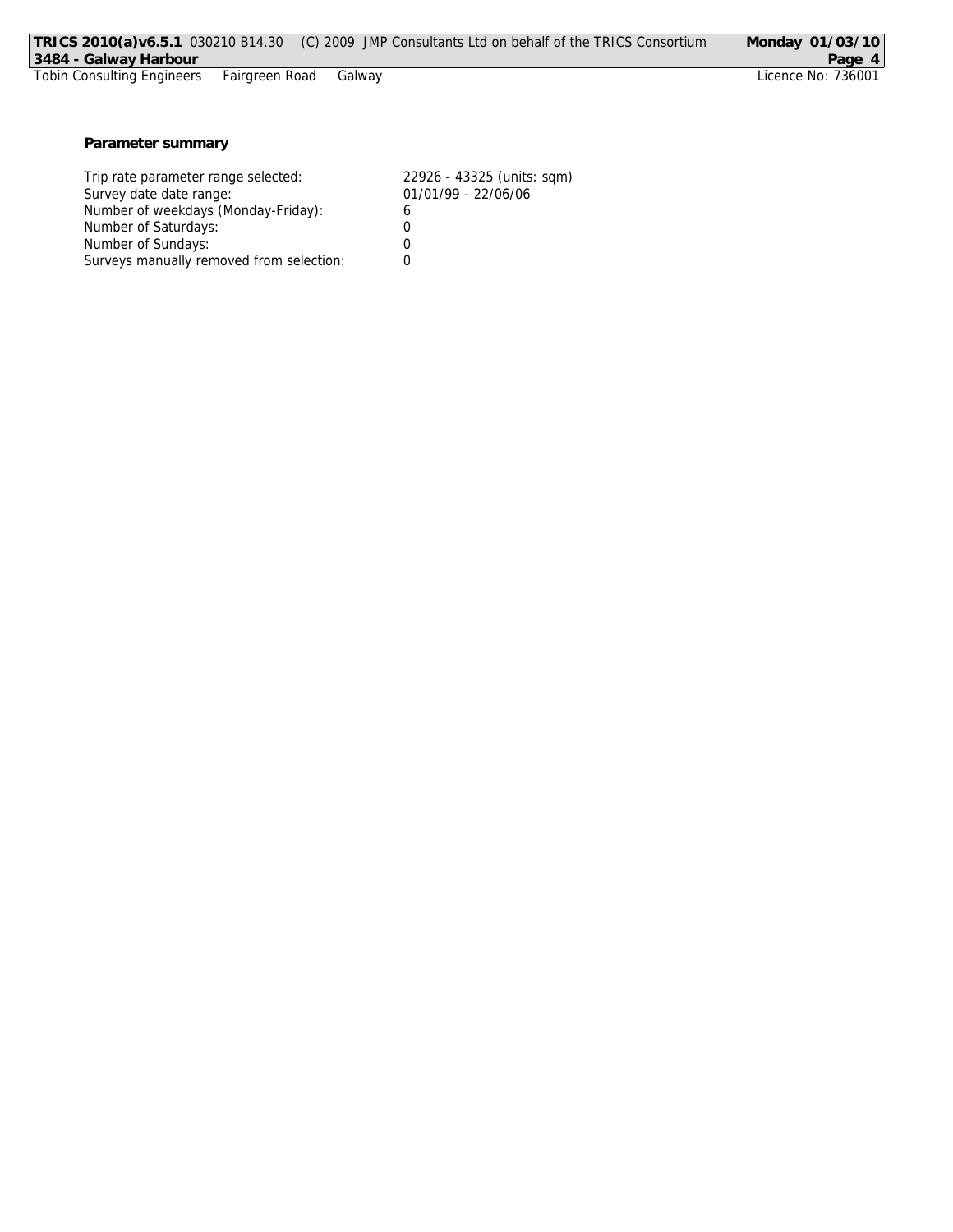**Parameter summary**

| | |
|---|---|
| Trip rate parameter range selected: | 22926 - 43325 (units: sqm) |
| Survey date date range: | 01/01/99 - 22/06/06 |
| Number of weekdays (Monday-Friday): | 6 |
| Number of Saturdays: | 0 |
| Number of Sundays: | 0 |
| Surveys manually removed from selection: | 0 |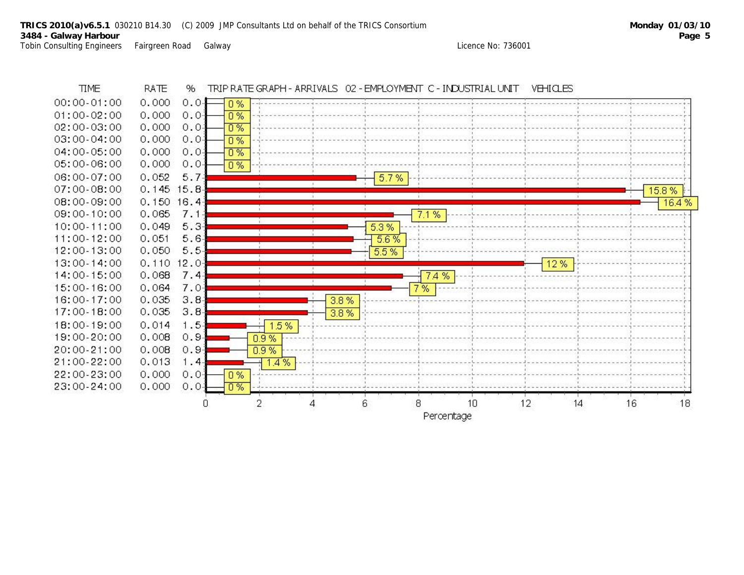**TRICS 2010(a)v6.5.1** 030210 B14.30 (C) 2009 JMP Consultants Ltd on behalf of the TRICS Consortium **Monday 01/03/10**
**3484 - Galway Harbour**
Tobin Consulting Engineers Fairgreen Road Galway Licence No: 736001

TRIP RATE GRAPH - ARRIVALS 02 - EMPLOYMENT C - INDUSTRIAL UNIT VEHICLES

| TIME | RATE | % |
|---|---|---|
| 00:00-01:00 | 0.000 | 0.0 |
| 01:00-02:00 | 0.000 | 0.0 |
| 02:00-03:00 | 0.000 | 0.0 |
| 03:00-04:00 | 0.000 | 0.0 |
| 04:00-05:00 | 0.000 | 0.0 |
| 05:00-06:00 | 0.000 | 0.0 |
| 06:00-07:00 | 0.052 | 5.7 |
| 07:00-08:00 | 0.145 | 15.8 |
| 08:00-09:00 | 0.150 | 16.4 |
| 09:00-10:00 | 0.065 | 7.1 |
| 10:00-11:00 | 0.049 | 5.3 |
| 11:00-12:00 | 0.051 | 5.6 |
| 12:00-13:00 | 0.050 | 5.5 |
| 13:00-14:00 | 0.110 | 12.0 |
| 14:00-15:00 | 0.068 | 7.4 |
| 15:00-16:00 | 0.064 | 7.0 |
| 16:00-17:00 | 0.035 | 3.8 |
| 17:00-18:00 | 0.035 | 3.8 |
| 18:00-19:00 | 0.014 | 1.5 |
| 19:00-20:00 | 0.008 | 0.9 |
| 20:00-21:00 | 0.008 | 0.9 |
| 21:00-22:00 | 0.013 | 1.4 |
| 22:00-23:00 | 0.000 | 0.0 |
| 23:00-24:00 | 0.000 | 0.0 |

Percentage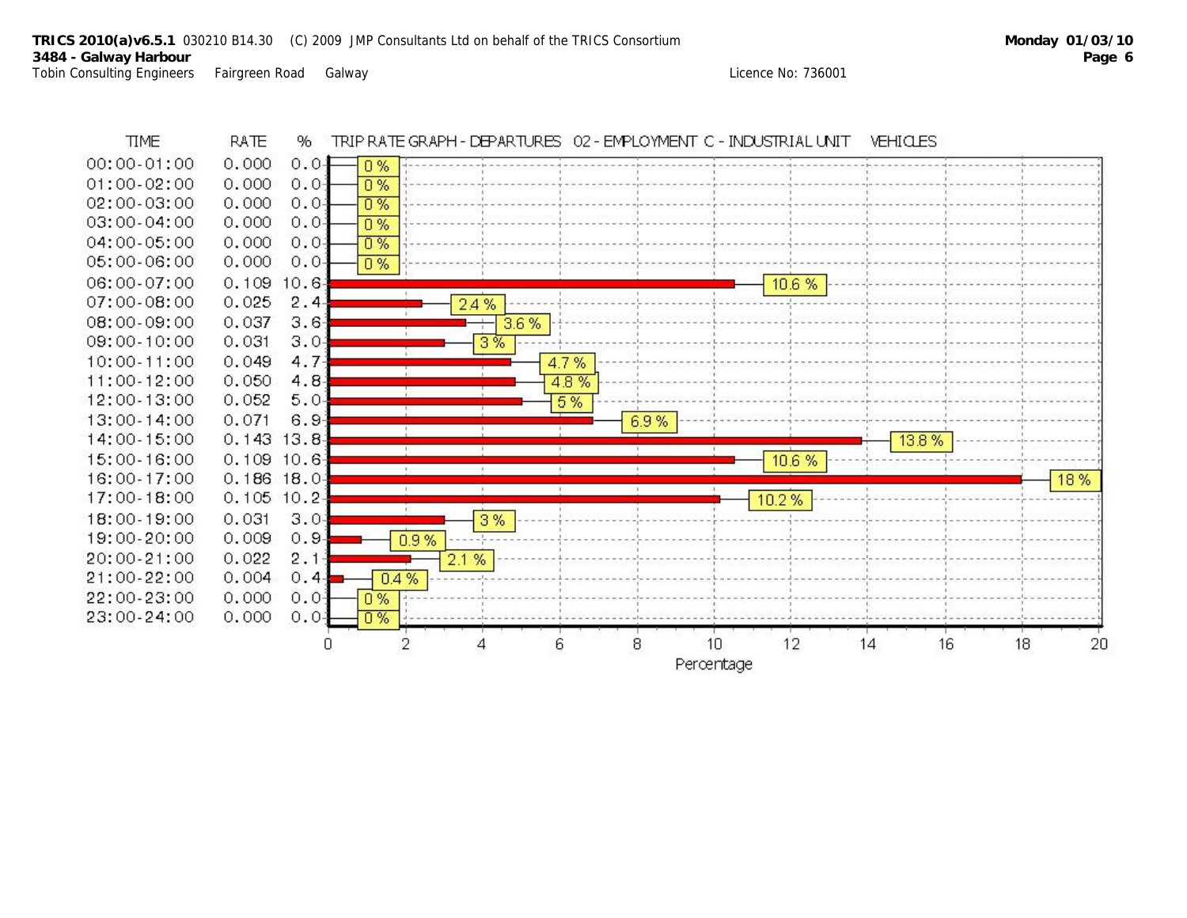**TRICS 2010(a)v6.5.1** 030210 B14.30 (C) 2009 JMP Consultants Ltd on behalf of the TRICS Consortium **Monday 01/03/10**
**3484 - Galway Harbour**
Tobin Consulting Engineers Fairgreen Road Galway Licence No: 736001

TRIP RATE GRAPH - DEPARTURES 02 - EMPLOYMENT C - INDUSTRIAL UNIT VEHICLES

| TIME | RATE | % |
|---|---|---|
| 00:00-01:00 | 0.000 | 0.0 |
| 01:00-02:00 | 0.000 | 0.0 |
| 02:00-03:00 | 0.000 | 0.0 |
| 03:00-04:00 | 0.000 | 0.0 |
| 04:00-05:00 | 0.000 | 0.0 |
| 05:00-06:00 | 0.000 | 0.0 |
| 06:00-07:00 | 0.109 | 10.6 |
| 07:00-08:00 | 0.025 | 2.4 |
| 08:00-09:00 | 0.037 | 3.6 |
| 09:00-10:00 | 0.031 | 3.0 |
| 10:00-11:00 | 0.049 | 4.7 |
| 11:00-12:00 | 0.050 | 4.8 |
| 12:00-13:00 | 0.052 | 5.0 |
| 13:00-14:00 | 0.071 | 6.9 |
| 14:00-15:00 | 0.143 | 13.8 |
| 15:00-16:00 | 0.109 | 10.6 |
| 16:00-17:00 | 0.186 | 18.0 |
| 17:00-18:00 | 0.105 | 10.2 |
| 18:00-19:00 | 0.031 | 3.0 |
| 19:00-20:00 | 0.009 | 0.9 |
| 20:00-21:00 | 0.022 | 2.1 |
| 21:00-22:00 | 0.004 | 0.4 |
| 22:00-23:00 | 0.000 | 0.0 |
| 23:00-24:00 | 0.000 | 0.0 |

Percentage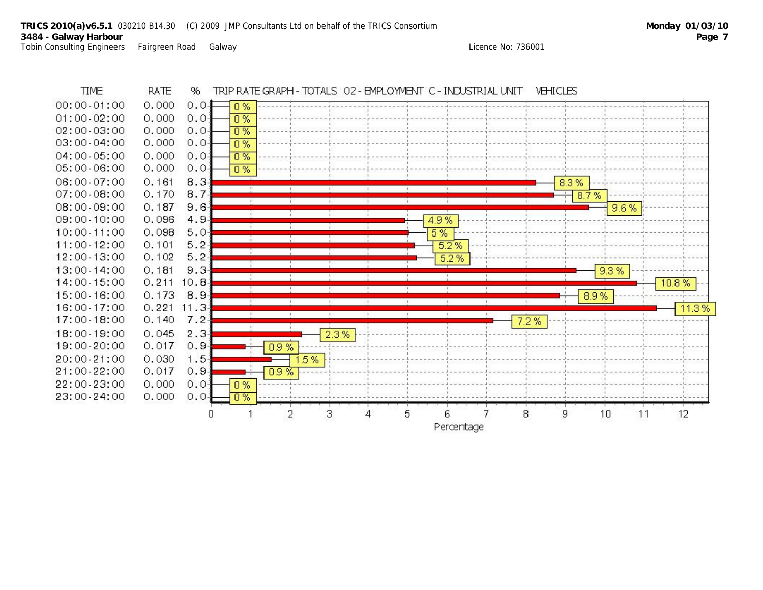TIME RATE % TRIP RATE GRAPH - TOTALS 02 - EMPLOYMENT C - INDUSTRIAL UNIT VEHICLES

00:00-01:00 0.000 0.0 0 %
01:00-02:00 0.000 0.0 0 %
02:00-03:00 0.000 0.0 0 %
03:00-04:00 0.000 0.0 0 %
04:00-05:00 0.000 0.0 0 %
05:00-06:00 0.000 0.0 0 %
06:00-07:00 0.161 8.3 8.3 %
07:00-08:00 0.170 8.7 8.7 %
08:00-09:00 0.187 9.6 9.6 %
09:00-10:00 0.096 4.9 4.9 %
10:00-11:00 0.098 5.0 5 %
11:00-12:00 0.101 5.2 5.2 %
12:00-13:00 0.102 5.2 5.2 %
13:00-14:00 0.181 9.3 9.3 %
14:00-15:00 0.211 10.8 10.8 %
15:00-16:00 0.173 8.9 8.9 %
16:00-17:00 0.221 11.3 11.3 %
17:00-18:00 0.140 7.2 7.2 %
18:00-19:00 0.045 2.3 2.3 %
19:00-20:00 0.017 0.9 0.9 %
20:00-21:00 0.030 1.5 1.5 %
21:00-22:00 0.017 0.9 0.9 %
22:00-23:00 0.000 0.0 0 %
23:00-24:00 0.000 0.0 0 %

0 1 2 3 4 5 6 7 8 9 10 11 12

Percentage